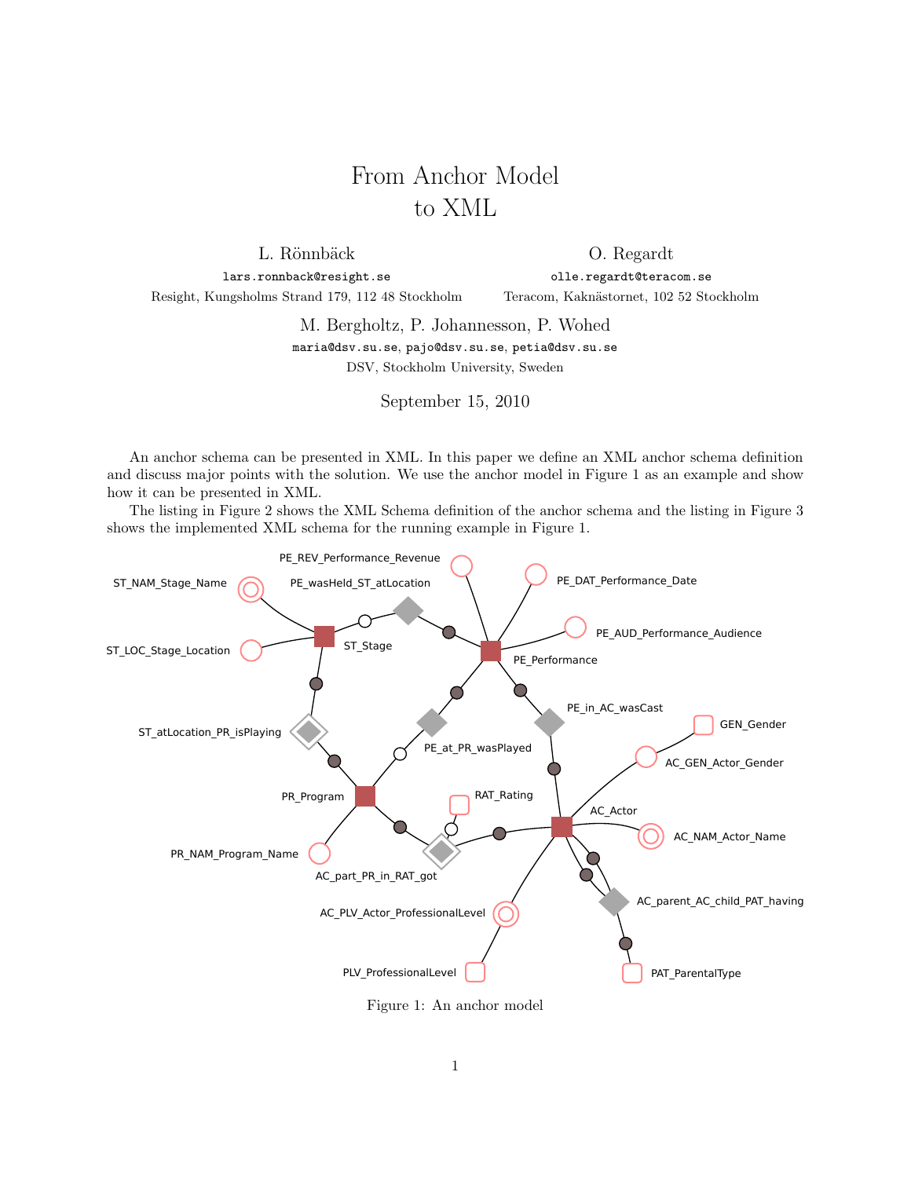# From Anchor Model to XML

L. Rönnbäck
`lars.ronnback@resight.se`
Resight, Kungsholms Strand 179, 112 48 Stockholm

O. Regardt
`olle.regardt@teracom.se`
Teracom, Kaknästornet, 102 52 Stockholm

M. Bergholtz, P. Johannesson, P. Wohed
`maria@dsv.su.se`, `pajo@dsv.su.se`, `petia@dsv.su.se`
DSV, Stockholm University, Sweden

September 15, 2010

An anchor schema can be presented in XML. In this paper we define an XML anchor schema definition and discuss major points with the solution. We use the anchor model in Figure 1 as an example and show how it can be presented in XML.

The listing in Figure 2 shows the XML Schema definition of the anchor schema and the listing in Figure 3 shows the implemented XML schema for the running example in Figure 1.

Figure 1: An anchor model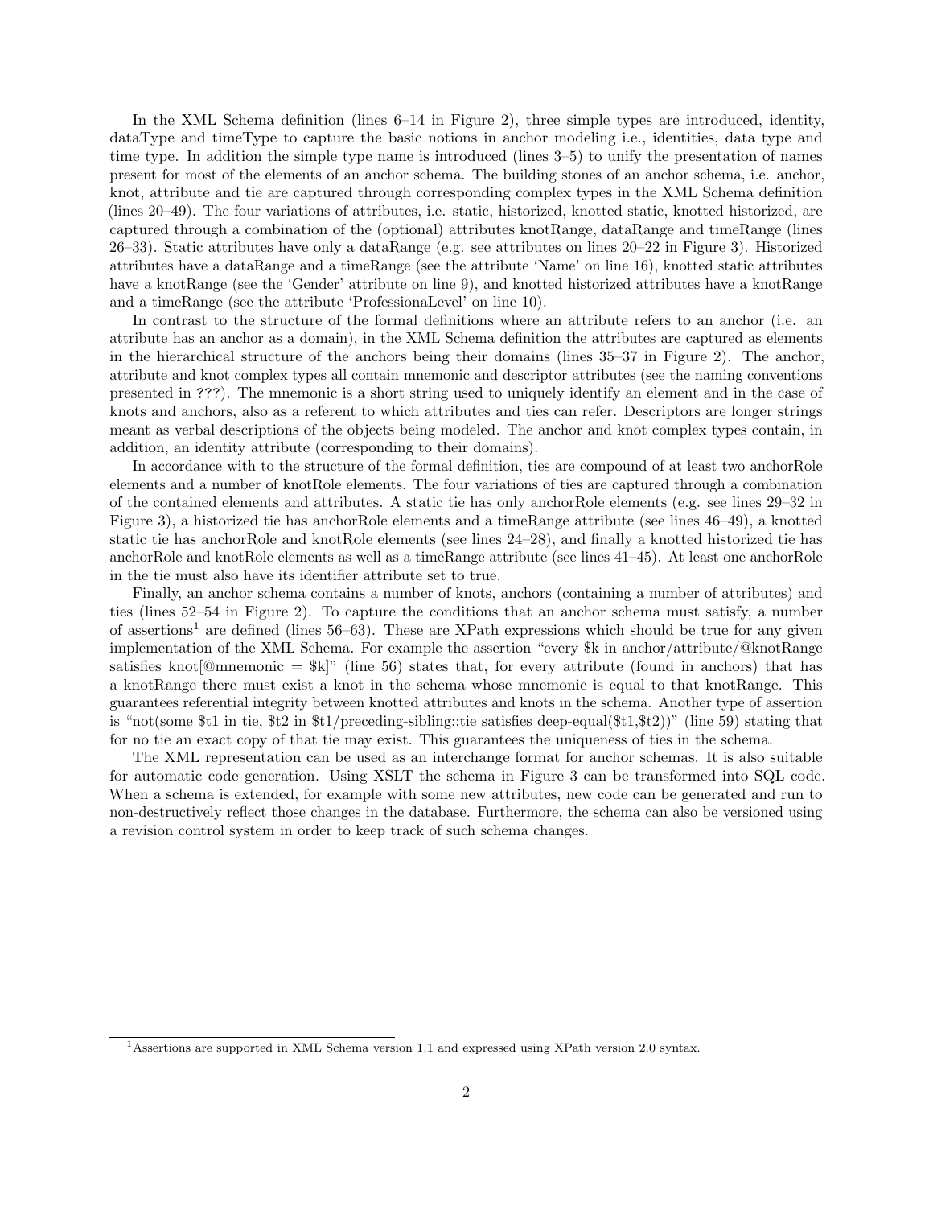In the XML Schema definition (lines 6–14 in Figure 2), three simple types are introduced, identity, dataType and timeType to capture the basic notions in anchor modeling i.e., identities, data type and time type. In addition the simple type name is introduced (lines 3–5) to unify the presentation of names present for most of the elements of an anchor schema. The building stones of an anchor schema, i.e. anchor, knot, attribute and tie are captured through corresponding complex types in the XML Schema definition (lines 20–49). The four variations of attributes, i.e. static, historized, knotted static, knotted historized, are captured through a combination of the (optional) attributes knotRange, dataRange and timeRange (lines 26–33). Static attributes have only a dataRange (e.g. see attributes on lines 20–22 in Figure 3). Historized attributes have a dataRange and a timeRange (see the attribute 'Name' on line 16), knotted static attributes have a knotRange (see the 'Gender' attribute on line 9), and knotted historized attributes have a knotRange and a timeRange (see the attribute 'ProfessionaLevel' on line 10).

In contrast to the structure of the formal definitions where an attribute refers to an anchor (i.e. an attribute has an anchor as a domain), in the XML Schema definition the attributes are captured as elements in the hierarchical structure of the anchors being their domains (lines 35–37 in Figure 2). The anchor, attribute and knot complex types all contain mnemonic and descriptor attributes (see the naming conventions presented in ???). The mnemonic is a short string used to uniquely identify an element and in the case of knots and anchors, also as a referent to which attributes and ties can refer. Descriptors are longer strings meant as verbal descriptions of the objects being modeled. The anchor and knot complex types contain, in addition, an identity attribute (corresponding to their domains).

In accordance with to the structure of the formal definition, ties are compound of at least two anchorRole elements and a number of knotRole elements. The four variations of ties are captured through a combination of the contained elements and attributes. A static tie has only anchorRole elements (e.g. see lines 29–32 in Figure 3), a historized tie has anchorRole elements and a timeRange attribute (see lines 46–49), a knotted static tie has anchorRole and knotRole elements (see lines 24–28), and finally a knotted historized tie has anchorRole and knotRole elements as well as a timeRange attribute (see lines 41–45). At least one anchorRole in the tie must also have its identifier attribute set to true.

Finally, an anchor schema contains a number of knots, anchors (containing a number of attributes) and ties (lines 52–54 in Figure 2). To capture the conditions that an anchor schema must satisfy, a number of assertions[1] are defined (lines 56–63). These are XPath expressions which should be true for any given implementation of the XML Schema. For example the assertion "every $k in anchor/attribute/@knotRange satisfies knot[@mnemonic = $k]" (line 56) states that, for every attribute (found in anchors) that has a knotRange there must exist a knot in the schema whose mnemonic is equal to that knotRange. This guarantees referential integrity between knotted attributes and knots in the schema. Another type of assertion is "not(some $t1 in tie, $t2 in $t1/preceding-sibling::tie satisfies deep-equal($t1,$t2))" (line 59) stating that for no tie an exact copy of that tie may exist. This guarantees the uniqueness of ties in the schema.

The XML representation can be used as an interchange format for anchor schemas. It is also suitable for automatic code generation. Using XSLT the schema in Figure 3 can be transformed into SQL code. When a schema is extended, for example with some new attributes, new code can be generated and run to non-destructively reflect those changes in the database. Furthermore, the schema can also be versioned using a revision control system in order to keep track of such schema changes.

[1] Assertions are supported in XML Schema version 1.1 and expressed using XPath version 2.0 syntax.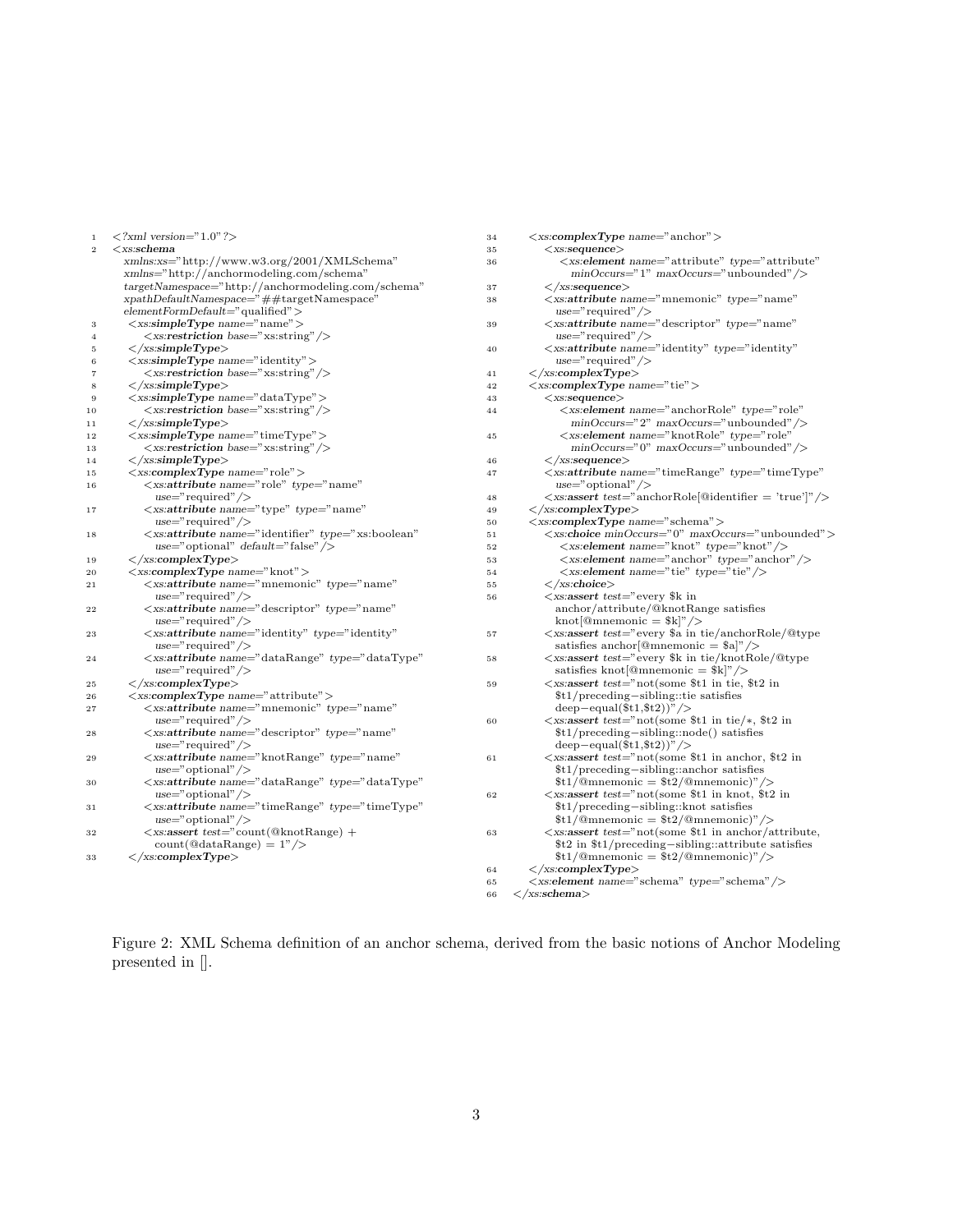```xml
<?xml version="1.0"?>
<xs:schema
   xmlns:xs="http://www.w3.org/2001/XMLSchema"
   xmlns="http://anchormodeling.com/schema"
   targetNamespace="http://anchormodeling.com/schema"
   xpathDefaultNamespace="##targetNamespace"
   elementFormDefault="qualified">
  <xs:simpleType name="name">
    <xs:restriction base="xs:string"/>
  </xs:simpleType>
  <xs:simpleType name="identity">
    <xs:restriction base="xs:string"/>
  </xs:simpleType>
  <xs:simpleType name="dataType">
    <xs:restriction base="xs:string"/>
  </xs:simpleType>
  <xs:simpleType name="timeType">
    <xs:restriction base="xs:string"/>
  </xs:simpleType>
  <xs:complexType name="role">
    <xs:attribute name="role" type="name"
      use="required"/>
    <xs:attribute name="type" type="name"
      use="required"/>
    <xs:attribute name="identifier" type="xs:boolean"
      use="optional" default="false"/>
  </xs:complexType>
  <xs:complexType name="knot">
    <xs:attribute name="mnemonic" type="name"
      use="required"/>
    <xs:attribute name="descriptor" type="name"
      use="required"/>
    <xs:attribute name="identity" type="identity"
      use="required"/>
    <xs:attribute name="dataRange" type="dataType"
      use="required"/>
  </xs:complexType>
  <xs:complexType name="attribute">
    <xs:attribute name="mnemonic" type="name"
      use="required"/>
    <xs:attribute name="descriptor" type="name"
      use="required"/>
    <xs:attribute name="knotRange" type="name"
      use="optional"/>
    <xs:attribute name="dataRange" type="dataType"
      use="optional"/>
    <xs:attribute name="timeRange" type="timeType"
      use="optional"/>
    <xs:assert test="count(@knotRange) +
      count(@dataRange) = 1"/>
  </xs:complexType>
  <xs:complexType name="anchor">
    <xs:sequence>
      <xs:element name="attribute" type="attribute"
        minOccurs="1" maxOccurs="unbounded"/>
    </xs:sequence>
    <xs:attribute name="mnemonic" type="name"
      use="required"/>
    <xs:attribute name="descriptor" type="name"
      use="required"/>
    <xs:attribute name="identity" type="identity"
      use="required"/>
  </xs:complexType>
  <xs:complexType name="tie">
    <xs:sequence>
      <xs:element name="anchorRole" type="role"
        minOccurs="2" maxOccurs="unbounded"/>
      <xs:element name="knotRole" type="role"
        minOccurs="0" maxOccurs="unbounded"/>
    </xs:sequence>
    <xs:attribute name="timeRange" type="timeType"
      use="optional"/>
    <xs:assert test="anchorRole[@identifier = 'true']"/>
  </xs:complexType>
  <xs:complexType name="schema">
    <xs:choice minOccurs="0" maxOccurs="unbounded">
      <xs:element name="knot" type="knot"/>
      <xs:element name="anchor" type="anchor"/>
      <xs:element name="tie" type="tie"/>
    </xs:choice>
    <xs:assert test="every $k in
      anchor/attribute/@knotRange satisfies
      knot[@mnemonic = $k]"/>
    <xs:assert test="every $a in tie/anchorRole/@type
      satisfies anchor[@mnemonic = $a]"/>
    <xs:assert test="every $k in tie/knotRole/@type
      satisfies knot[@mnemonic = $k]"/>
    <xs:assert test="not(some $t1 in tie, $t2 in
      $t1/preceding-sibling::tie satisfies
      deep-equal($t1,$t2))"/>
    <xs:assert test="not(some $t1 in tie/*, $t2 in
      $t1/preceding-sibling::node() satisfies
      deep-equal($t1,$t2))"/>
    <xs:assert test="not(some $t1 in anchor, $t2 in
      $t1/preceding-sibling::anchor satisfies
      $t1/@mnemonic = $t2/@mnemonic)"/>
    <xs:assert test="not(some $t1 in knot, $t2 in
      $t1/preceding-sibling::knot satisfies
      $t1/@mnemonic = $t2/@mnemonic)"/>
    <xs:assert test="not(some $t1 in anchor/attribute,
      $t2 in $t1/preceding-sibling::attribute satisfies
      $t1/@mnemonic = $t2/@mnemonic)"/>
  </xs:complexType>
  <xs:element name="schema" type="schema"/>
</xs:schema>
```

Figure 2: XML Schema definition of an anchor schema, derived from the basic notions of Anchor Modeling presented in [].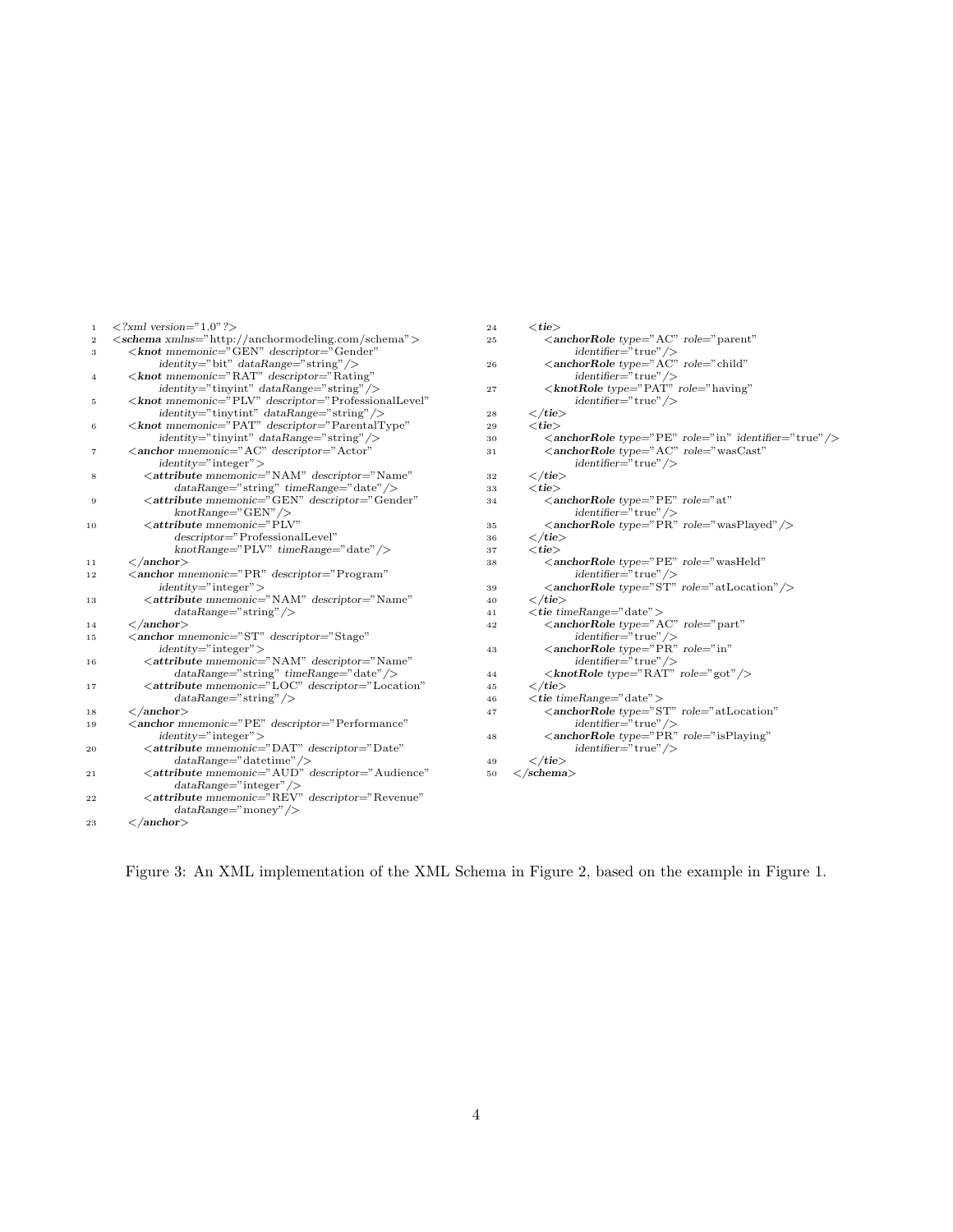```xml
<?xml version="1.0"?>
<schema xmlns="http://anchormodeling.com/schema">
    <knot mnemonic="GEN" descriptor="Gender"
        identity="bit" dataRange="string"/>
    <knot mnemonic="RAT" descriptor="Rating"
        identity="tinyint" dataRange="string"/>
    <knot mnemonic="PLV" descriptor="ProfessionalLevel"
        identity="tinytint" dataRange="string"/>
    <knot mnemonic="PAT" descriptor="ParentalType"
        identity="tinyint" dataRange="string"/>
    <anchor mnemonic="AC" descriptor="Actor"
        identity="integer">
        <attribute mnemonic="NAM" descriptor="Name"
            dataRange="string" timeRange="date"/>
        <attribute mnemonic="GEN" descriptor="Gender"
            knotRange="GEN"/>
        <attribute mnemonic="PLV"
            descriptor="ProfessionalLevel"
            knotRange="PLV" timeRange="date"/>
    </anchor>
    <anchor mnemonic="PR" descriptor="Program"
        identity="integer">
        <attribute mnemonic="NAM" descriptor="Name"
            dataRange="string"/>
    </anchor>
    <anchor mnemonic="ST" descriptor="Stage"
        identity="integer">
        <attribute mnemonic="NAM" descriptor="Name"
            dataRange="string" timeRange="date"/>
        <attribute mnemonic="LOC" descriptor="Location"
            dataRange="string"/>
    </anchor>
    <anchor mnemonic="PE" descriptor="Performance"
        identity="integer">
        <attribute mnemonic="DAT" descriptor="Date"
            dataRange="datetime"/>
        <attribute mnemonic="AUD" descriptor="Audience"
            dataRange="integer"/>
        <attribute mnemonic="REV" descriptor="Revenue"
            dataRange="money"/>
    </anchor>
    <tie>
        <anchorRole type="AC" role="parent"
            identifier="true"/>
        <anchorRole type="AC" role="child"
            identifier="true"/>
        <knotRole type="PAT" role="having"
            identifier="true"/>
    </tie>
    <tie>
        <anchorRole type="PE" role="in" identifier="true"/>
        <anchorRole type="AC" role="wasCast"
            identifier="true"/>
    </tie>
    <tie>
        <anchorRole type="PE" role="at"
            identifier="true"/>
        <anchorRole type="PR" role="wasPlayed"/>
    </tie>
    <tie>
        <anchorRole type="PE" role="wasHeld"
            identifier="true"/>
        <anchorRole type="ST" role="atLocation"/>
    </tie>
    <tie timeRange="date">
        <anchorRole type="AC" role="part"
            identifier="true"/>
        <anchorRole type="PR" role="in"
            identifier="true"/>
        <knotRole type="RAT" role="got"/>
    </tie>
    <tie timeRange="date">
        <anchorRole type="ST" role="atLocation"
            identifier="true"/>
        <anchorRole type="PR" role="isPlaying"
            identifier="true"/>
    </tie>
</schema>
```

Figure 3: An XML implementation of the XML Schema in Figure 2, based on the example in Figure 1.